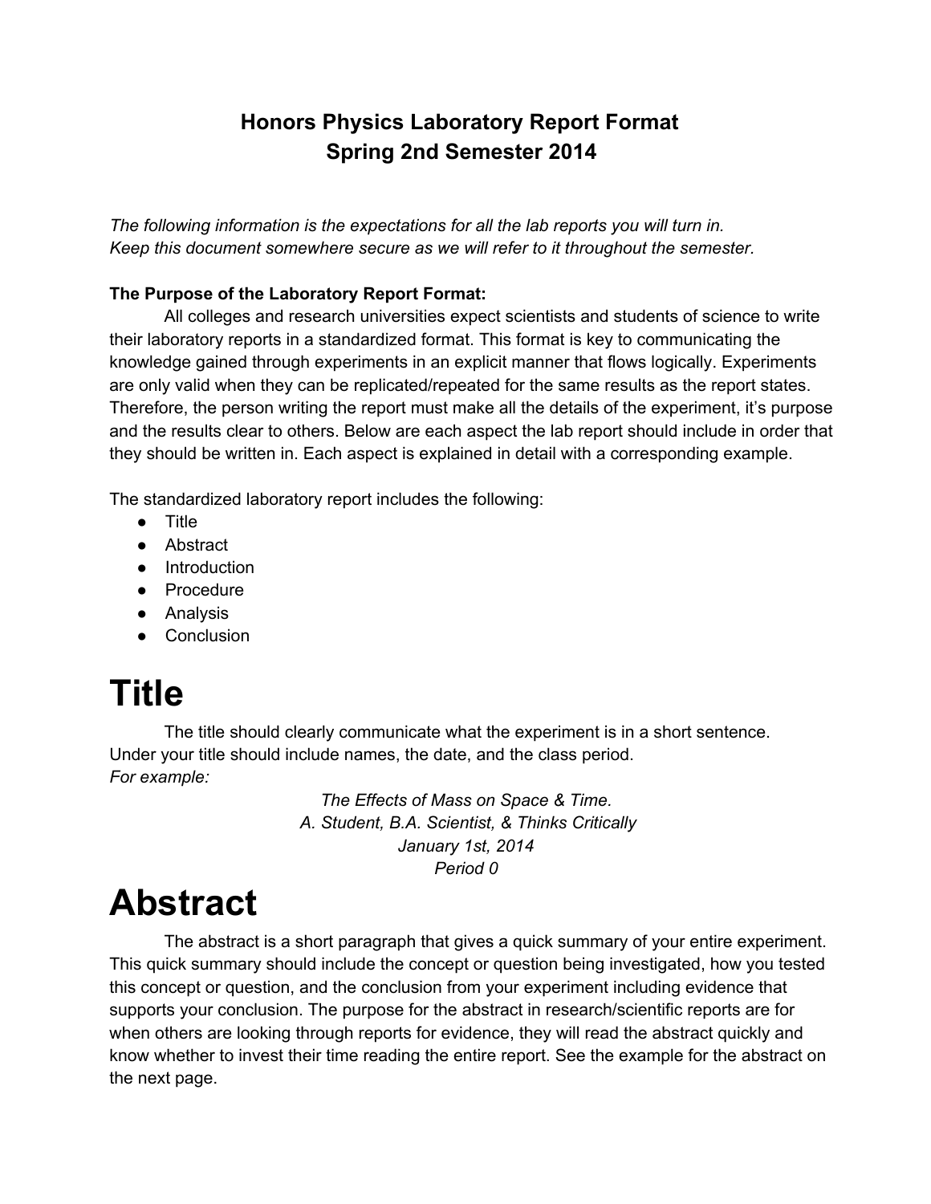## Honors Physics Laboratory Report Format
## Spring 2nd Semester 2014

*The following information is the expectations for all the lab reports you will turn in.*
*Keep this document somewhere secure as we will refer to it throughout the semester.*

**The Purpose of the Laboratory Report Format:**

All colleges and research universities expect scientists and students of science to write their laboratory reports in a standardized format. This format is key to communicating the knowledge gained through experiments in an explicit manner that flows logically. Experiments are only valid when they can be replicated/repeated for the same results as the report states. Therefore, the person writing the report must make all the details of the experiment, it's purpose and the results clear to others. Below are each aspect the lab report should include in order that they should be written in. Each aspect is explained in detail with a corresponding example.

The standardized laboratory report includes the following:

- Title
- Abstract
- Introduction
- Procedure
- Analysis
- Conclusion

# Title

The title should clearly communicate what the experiment is in a short sentence. Under your title should include names, the date, and the class period.

*For example:*

*The Effects of Mass on Space & Time.*
*A. Student, B.A. Scientist, & Thinks Critically*
*January 1st, 2014*
*Period 0*

# Abstract

The abstract is a short paragraph that gives a quick summary of your entire experiment. This quick summary should include the concept or question being investigated, how you tested this concept or question, and the conclusion from your experiment including evidence that supports your conclusion. The purpose for the abstract in research/scientific reports are for when others are looking through reports for evidence, they will read the abstract quickly and know whether to invest their time reading the entire report. See the example for the abstract on the next page.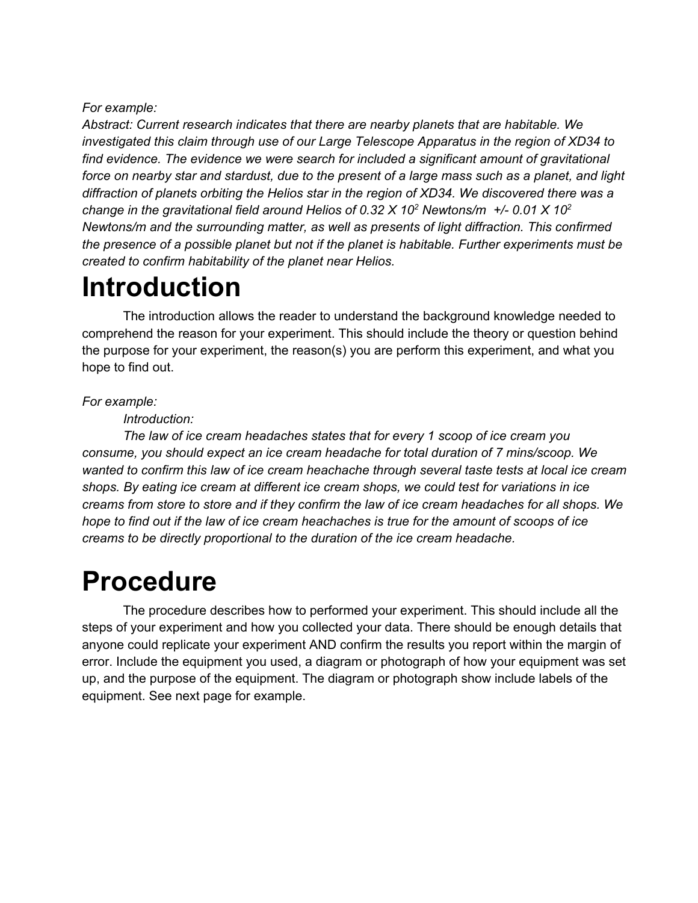*For example:*

*Abstract: Current research indicates that there are nearby planets that are habitable. We investigated this claim through use of our Large Telescope Apparatus in the region of XD34 to find evidence. The evidence we were search for included a significant amount of gravitational force on nearby star and stardust, due to the present of a large mass such as a planet, and light diffraction of planets orbiting the Helios star in the region of XD34. We discovered there was a change in the gravitational field around Helios of $0.32 \times 10^2$ Newtons/m +/- $0.01 \times 10^2$ Newtons/m and the surrounding matter, as well as presents of light diffraction. This confirmed the presence of a possible planet but not if the planet is habitable. Further experiments must be created to confirm habitability of the planet near Helios.*

# Introduction

The introduction allows the reader to understand the background knowledge needed to comprehend the reason for your experiment. This should include the theory or question behind the purpose for your experiment, the reason(s) you are perform this experiment, and what you hope to find out.

*For example:*

*Introduction:*

*The law of ice cream headaches states that for every 1 scoop of ice cream you consume, you should expect an ice cream headache for total duration of 7 mins/scoop. We wanted to confirm this law of ice cream heachache through several taste tests at local ice cream shops. By eating ice cream at different ice cream shops, we could test for variations in ice creams from store to store and if they confirm the law of ice cream headaches for all shops. We hope to find out if the law of ice cream heachaches is true for the amount of scoops of ice creams to be directly proportional to the duration of the ice cream headache.*

# Procedure

The procedure describes how to performed your experiment. This should include all the steps of your experiment and how you collected your data. There should be enough details that anyone could replicate your experiment AND confirm the results you report within the margin of error. Include the equipment you used, a diagram or photograph of how your equipment was set up, and the purpose of the equipment. The diagram or photograph show include labels of the equipment. See next page for example.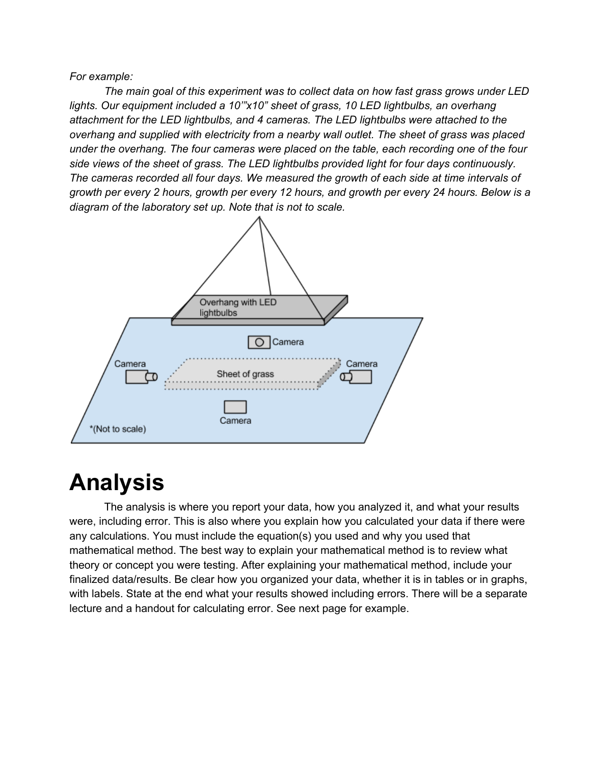*For example:*

*The main goal of this experiment was to collect data on how fast grass grows under LED lights. Our equipment included a 10’”x10” sheet of grass, 10 LED lightbulbs, an overhang attachment for the LED lightbulbs, and 4 cameras. The LED lightbulbs were attached to the overhang and supplied with electricity from a nearby wall outlet. The sheet of grass was placed under the overhang. The four cameras were placed on the table, each recording one of the four side views of the sheet of grass. The LED lightbulbs provided light for four days continuously. The cameras recorded all four days. We measured the growth of each side at time intervals of growth per every 2 hours, growth per every 12 hours, and growth per every 24 hours. Below is a diagram of the laboratory set up. Note that is not to scale.*

# Analysis

The analysis is where you report your data, how you analyzed it, and what your results were, including error. This is also where you explain how you calculated your data if there were any calculations. You must include the equation(s) you used and why you used that mathematical method. The best way to explain your mathematical method is to review what theory or concept you were testing. After explaining your mathematical method, include your finalized data/results. Be clear how you organized your data, whether it is in tables or in graphs, with labels. State at the end what your results showed including errors. There will be a separate lecture and a handout for calculating error. See next page for example.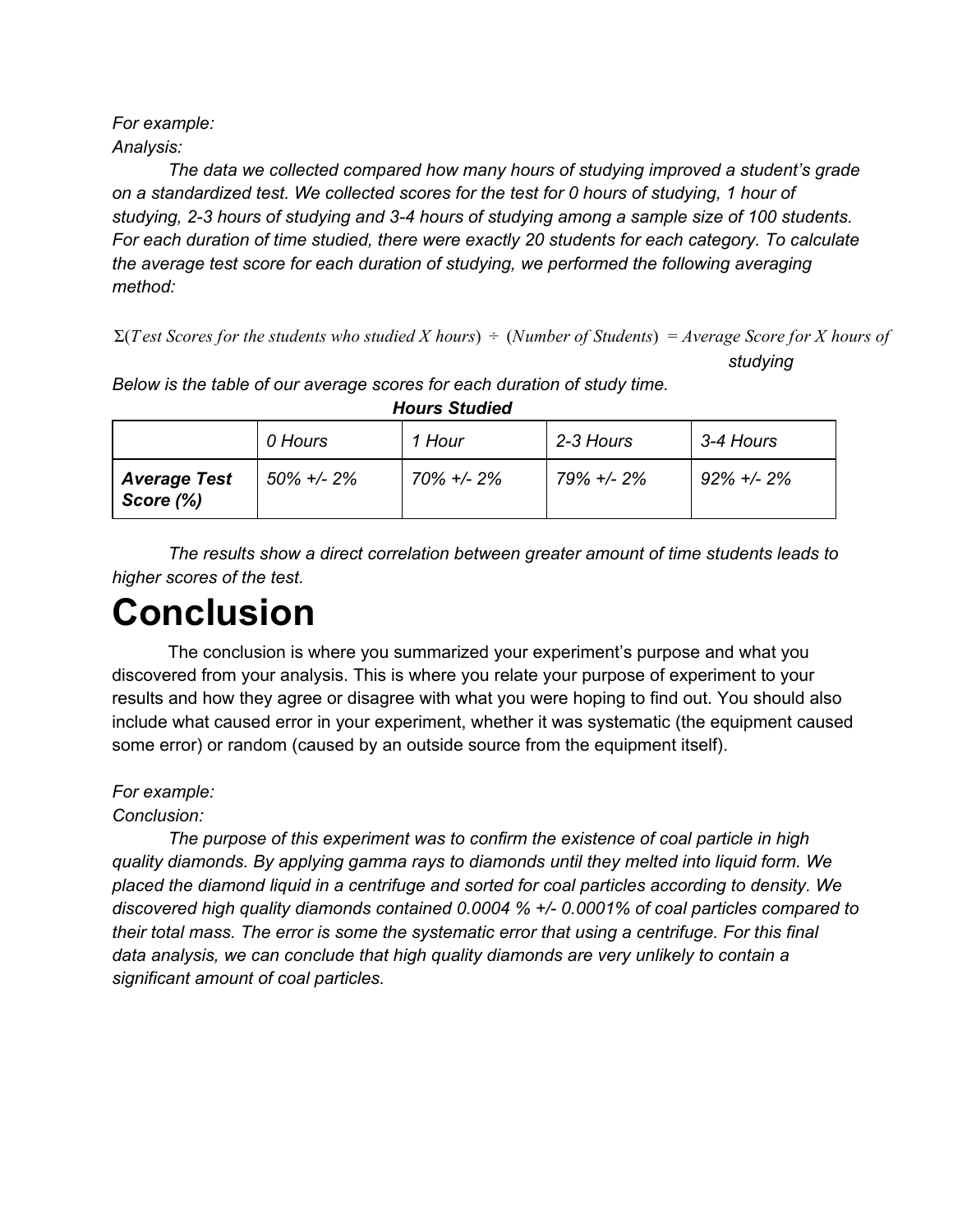*For example:*

*Analysis:*

*The data we collected compared how many hours of studying improved a student's grade on a standardized test. We collected scores for the test for 0 hours of studying, 1 hour of studying, 2-3 hours of studying and 3-4 hours of studying among a sample size of 100 students. For each duration of time studied, there were exactly 20 students for each category. To calculate the average test score for each duration of studying, we performed the following averaging method:*

$$\Sigma(\text{Test Scores for the students who studied X hours}) \div (\text{Number of Students}) = \text{Average Score for X hours of studying}$$

*Below is the table of our average scores for each duration of study time.*

***Hours Studied***

| | *0 Hours* | *1 Hour* | *2-3 Hours* | *3-4 Hours* |
|---|---|---|---|---|
| ***Average Test Score (%)*** | *50% +/- 2%* | *70% +/- 2%* | *79% +/- 2%* | *92% +/- 2%* |

*The results show a direct correlation between greater amount of time students leads to higher scores of the test.*

# Conclusion

The conclusion is where you summarized your experiment's purpose and what you discovered from your analysis. This is where you relate your purpose of experiment to your results and how they agree or disagree with what you were hoping to find out. You should also include what caused error in your experiment, whether it was systematic (the equipment caused some error) or random (caused by an outside source from the equipment itself).

*For example:*

*Conclusion:*

*The purpose of this experiment was to confirm the existence of coal particle in high quality diamonds. By applying gamma rays to diamonds until they melted into liquid form. We placed the diamond liquid in a centrifuge and sorted for coal particles according to density. We discovered high quality diamonds contained 0.0004 % +/- 0.0001% of coal particles compared to their total mass. The error is some the systematic error that using a centrifuge. For this final data analysis, we can conclude that high quality diamonds are very unlikely to contain a significant amount of coal particles.*